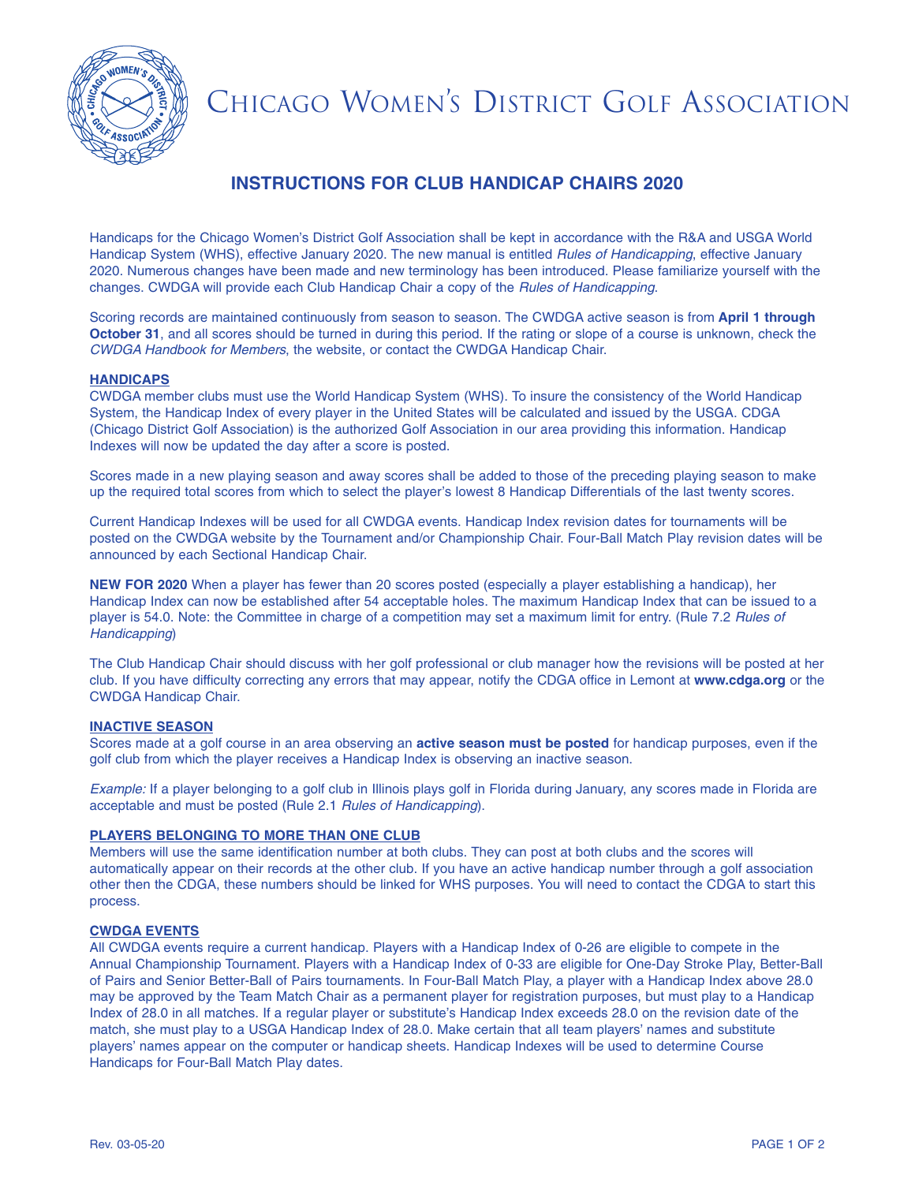# Chicago Women's District Golf Association

## INSTRUCTIONS FOR CLUB HANDICAP CHAIRS 2020

Handicaps for the Chicago Women's District Golf Association shall be kept in accordance with the R&A and USGA World Handicap System (WHS), effective January 2020. The new manual is entitled *Rules of Handicapping*, effective January 2020. Numerous changes have been made and new terminology has been introduced. Please familiarize yourself with the changes. CWDGA will provide each Club Handicap Chair a copy of the *Rules of Handicapping*.

Scoring records are maintained continuously from season to season. The CWDGA active season is from **April 1 through October 31**, and all scores should be turned in during this period. If the rating or slope of a course is unknown, check the *CWDGA Handbook for Members*, the website, or contact the CWDGA Handicap Chair.

### HANDICAPS

CWDGA member clubs must use the World Handicap System (WHS). To insure the consistency of the World Handicap System, the Handicap Index of every player in the United States will be calculated and issued by the USGA. CDGA (Chicago District Golf Association) is the authorized Golf Association in our area providing this information. Handicap Indexes will now be updated the day after a score is posted.

Scores made in a new playing season and away scores shall be added to those of the preceding playing season to make up the required total scores from which to select the player's lowest 8 Handicap Differentials of the last twenty scores.

Current Handicap Indexes will be used for all CWDGA events. Handicap Index revision dates for tournaments will be posted on the CWDGA website by the Tournament and/or Championship Chair. Four-Ball Match Play revision dates will be announced by each Sectional Handicap Chair.

**NEW FOR 2020** When a player has fewer than 20 scores posted (especially a player establishing a handicap), her Handicap Index can now be established after 54 acceptable holes. The maximum Handicap Index that can be issued to a player is 54.0. Note: the Committee in charge of a competition may set a maximum limit for entry. (Rule 7.2 *Rules of Handicapping*)

The Club Handicap Chair should discuss with her golf professional or club manager how the revisions will be posted at her club. If you have difficulty correcting any errors that may appear, notify the CDGA office in Lemont at **www.cdga.org** or the CWDGA Handicap Chair.

### INACTIVE SEASON

Scores made at a golf course in an area observing an **active season must be posted** for handicap purposes, even if the golf club from which the player receives a Handicap Index is observing an inactive season.

*Example:* If a player belonging to a golf club in Illinois plays golf in Florida during January, any scores made in Florida are acceptable and must be posted (Rule 2.1 *Rules of Handicapping*).

### PLAYERS BELONGING TO MORE THAN ONE CLUB

Members will use the same identification number at both clubs. They can post at both clubs and the scores will automatically appear on their records at the other club. If you have an active handicap number through a golf association other then the CDGA, these numbers should be linked for WHS purposes. You will need to contact the CDGA to start this process.

### CWDGA EVENTS

All CWDGA events require a current handicap. Players with a Handicap Index of 0-26 are eligible to compete in the Annual Championship Tournament. Players with a Handicap Index of 0-33 are eligible for One-Day Stroke Play, Better-Ball of Pairs and Senior Better-Ball of Pairs tournaments. In Four-Ball Match Play, a player with a Handicap Index above 28.0 may be approved by the Team Match Chair as a permanent player for registration purposes, but must play to a Handicap Index of 28.0 in all matches. If a regular player or substitute's Handicap Index exceeds 28.0 on the revision date of the match, she must play to a USGA Handicap Index of 28.0. Make certain that all team players' names and substitute players' names appear on the computer or handicap sheets. Handicap Indexes will be used to determine Course Handicaps for Four-Ball Match Play dates.

Rev. 03-05-20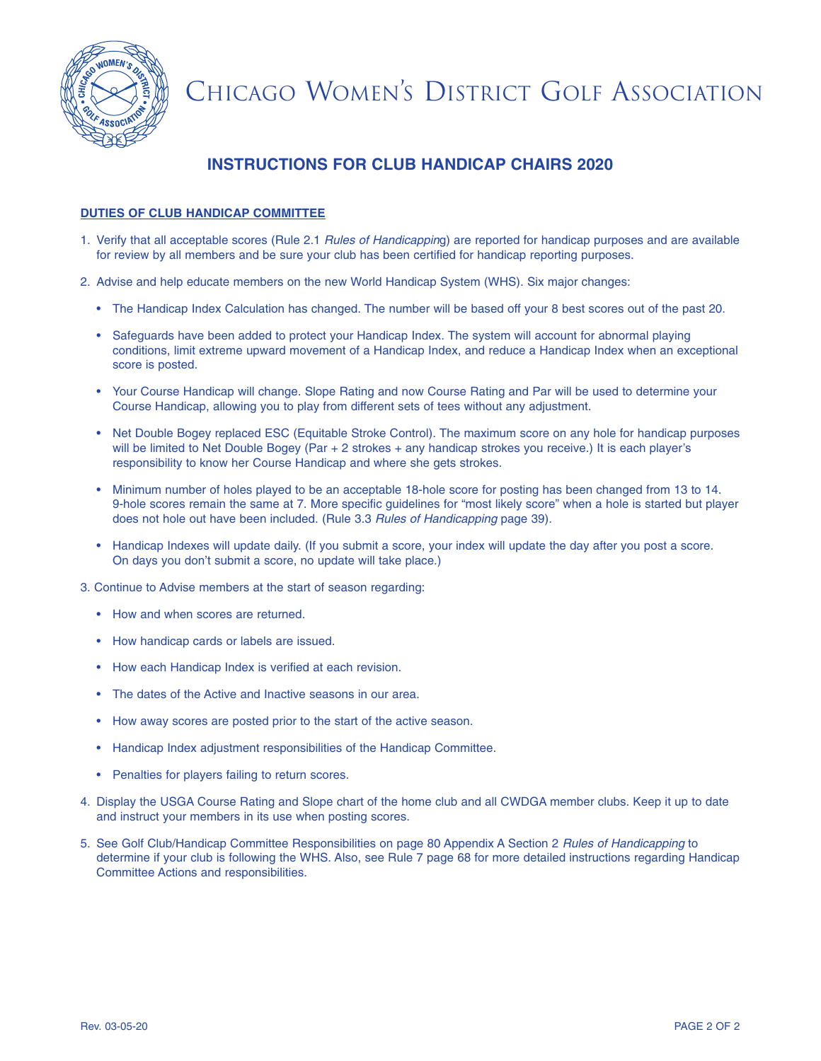# Chicago Women's District Golf Association

## INSTRUCTIONS FOR CLUB HANDICAP CHAIRS 2020

### DUTIES OF CLUB HANDICAP COMMITTEE

1. Verify that all acceptable scores (Rule 2.1 *Rules of Handicapping*) are reported for handicap purposes and are available for review by all members and be sure your club has been certified for handicap reporting purposes.

2. Advise and help educate members on the new World Handicap System (WHS). Six major changes:
   - The Handicap Index Calculation has changed. The number will be based off your 8 best scores out of the past 20.
   - Safeguards have been added to protect your Handicap Index. The system will account for abnormal playing conditions, limit extreme upward movement of a Handicap Index, and reduce a Handicap Index when an exceptional score is posted.
   - Your Course Handicap will change. Slope Rating and now Course Rating and Par will be used to determine your Course Handicap, allowing you to play from different sets of tees without any adjustment.
   - Net Double Bogey replaced ESC (Equitable Stroke Control). The maximum score on any hole for handicap purposes will be limited to Net Double Bogey (Par + 2 strokes + any handicap strokes you receive.) It is each player's responsibility to know her Course Handicap and where she gets strokes.
   - Minimum number of holes played to be an acceptable 18-hole score for posting has been changed from 13 to 14. 9-hole scores remain the same at 7. More specific guidelines for "most likely score" when a hole is started but player does not hole out have been included. (Rule 3.3 *Rules of Handicapping* page 39).
   - Handicap Indexes will update daily. (If you submit a score, your index will update the day after you post a score. On days you don't submit a score, no update will take place.)

3. Continue to Advise members at the start of season regarding:
   - How and when scores are returned.
   - How handicap cards or labels are issued.
   - How each Handicap Index is verified at each revision.
   - The dates of the Active and Inactive seasons in our area.
   - How away scores are posted prior to the start of the active season.
   - Handicap Index adjustment responsibilities of the Handicap Committee.
   - Penalties for players failing to return scores.

4. Display the USGA Course Rating and Slope chart of the home club and all CWDGA member clubs. Keep it up to date and instruct your members in its use when posting scores.

5. See Golf Club/Handicap Committee Responsibilities on page 80 Appendix A Section 2 *Rules of Handicapping* to determine if your club is following the WHS. Also, see Rule 7 page 68 for more detailed instructions regarding Handicap Committee Actions and responsibilities.

Rev. 03-05-20